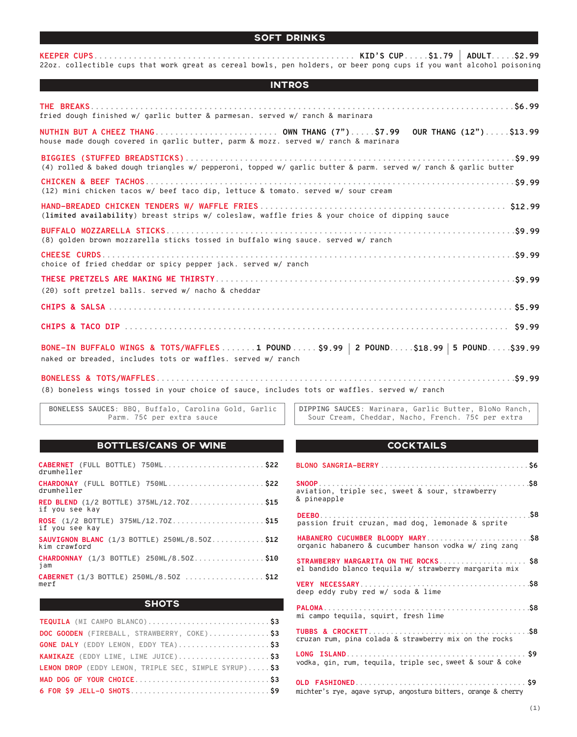## SOFT DRINKS

**KEEPER CUPS** — KID'S CUP ..... $1.79 | ADULT ..... $2.99
22oz. collectible cups that work great as cereal bowls, pen holders, or beer pong cups if you want alcohol poisoning

## INTROS

**THE BREAKS** ..... $6.99
fried dough finished w/ garlic butter & parmesan. served w/ ranch & marinara

**NUTHIN BUT A CHEEZ THANG** — OWN THANG (7") ..... $7.99 | OUR THANG (12") ..... $13.99
house made dough covered in garlic butter, parm & mozz. served w/ ranch & marinara

**BIGGIES (STUFFED BREADSTICKS)** ..... $9.99
(4) rolled & baked dough triangles w/ pepperoni, topped w/ garlic butter & parm. served w/ ranch & garlic butter

**CHICKEN & BEEF TACHOS** ..... $9.99
(12) mini chicken tacos w/ beef taco dip, lettuce & tomato. served w/ sour cream

**HAND-BREADED CHICKEN TENDERS W/ WAFFLE FRIES** ..... $12.99
(**limited availability**) breast strips w/ coleslaw, waffle fries & your choice of dipping sauce

**BUFFALO MOZZARELLA STICKS** ..... $9.99
(8) golden brown mozzarella sticks tossed in buffalo wing sauce. served w/ ranch

**CHEESE CURDS** ..... $9.99
choice of fried cheddar or spicy pepper jack. served w/ ranch

**THESE PRETZELS ARE MAKING ME THIRSTY** ..... $9.99
(20) soft pretzel balls. served w/ nacho & cheddar

**CHIPS & SALSA** ..... $5.99

**CHIPS & TACO DIP** ..... $9.99

**BONE-IN BUFFALO WINGS & TOTS/WAFFLES** — 1 POUND ..... $9.99 | 2 POUND ..... $18.99 | 5 POUND ..... $39.99
naked or breaded, includes tots or waffles. served w/ ranch

**BONELESS & TOTS/WAFFLES** ..... $9.99
(8) boneless wings tossed in your choice of sauce, includes tots or waffles. served w/ ranch

BONELESS SAUCES: BBQ, Buffalo, Carolina Gold, Garlic Parm. 75¢ per extra sauce

DIPPING SAUCES: Marinara, Garlic Butter, BloNo Ranch, Sour Cream, Cheddar, Nacho, French. 75¢ per extra

## BOTTLES/CANS OF WINE

**CABERNET** (FULL BOTTLE) 750ML ..... $22
drumheller

**CHARDONAY** (FULL BOTTLE) 750ML ..... $22
drumheller

**RED BLEND** (1/2 BOTTLE) 375ML/12.7OZ ..... $15
if you see kay

**ROSE** (1/2 BOTTLE) 375ML/12.7OZ ..... $15
if you see kay

**SAUVIGNON BLANC** (1/3 BOTTLE) 250ML/8.5OZ ..... $12
kim crawford

**CHARDONNAY** (1/3 BOTTLE) 250ML/8.5OZ ..... $10
jam

**CABERNET** (1/3 BOTTLE) 250ML/8.5OZ ..... $12
merf

## SHOTS

**TEQUILA** (MI CAMPO BLANCO) ..... $3

**DOC GOODEN** (FIREBALL, STRAWBERRY, COKE) ..... $3

**GONE DALY** (EDDY LEMON, EDDY TEA) ..... $3

**KAMIKAZE** (EDDY LIME, LIME JUICE) ..... $3

**LEMON DROP** (EDDY LEMON, TRIPLE SEC, SIMPLE SYRUP) ..... $3

**MAD DOG OF YOUR CHOICE** ..... $3

**6 FOR $9 JELL-O SHOTS** ..... $9

## COCKTAILS

**BLONO SANGRIA-BERRY** ..... $6

**SNOOP** ..... $8
aviation, triple sec, sweet & sour, strawberry & pineapple

**DEEBO** ..... $8
passion fruit cruzan, mad dog, lemonade & sprite

**HABANERO CUCUMBER BLOODY MARY** ..... $8
organic habanero & cucumber hanson vodka w/ zing zang

**STRAWBERRY MARGARITA ON THE ROCKS** ..... $8
el bandido blanco tequila w/ strawberry margarita mix

**VERY NECESSARY** ..... $8
deep eddy ruby red w/ soda & lime

**PALOMA** ..... $8
mi campo tequila, squirt, fresh lime

**TUBBS & CROCKETT** ..... $8
cruzan rum, pina colada & strawberry mix on the rocks

**LONG ISLAND** ..... $9
vodka, gin, rum, tequila, triple sec, sweet & sour & coke

**OLD FASHIONED** ..... $9
michter's rye, agave syrup, angostura bitters, orange & cherry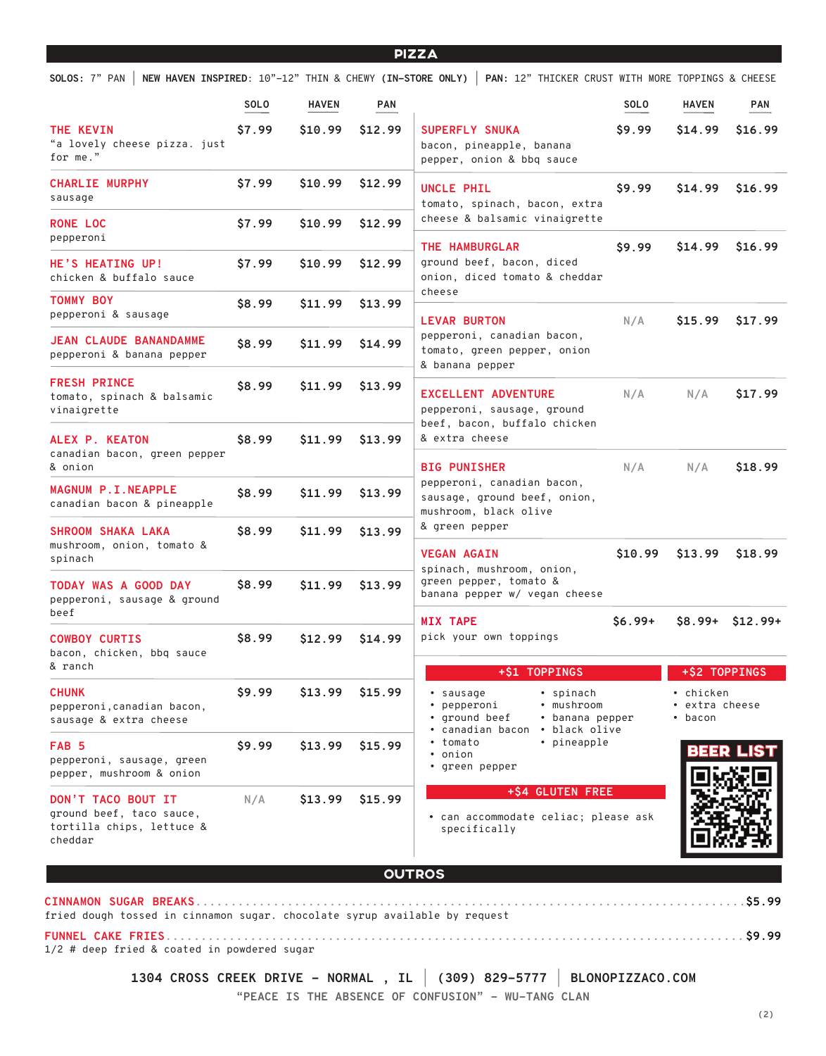# PIZZA

**SOLOS:** 7" PAN | **NEW HAVEN INSPIRED**: 10"–12" THIN & CHEWY **(IN-STORE ONLY)** | **PAN:** 12" THICKER CRUST WITH MORE TOPPINGS & CHEESE

| | SOLO | HAVEN | PAN |
|---|---|---|---|
| **THE KEVIN**<br>"a lovely cheese pizza. just for me." | $7.99 | $10.99 | $12.99 |
| **CHARLIE MURPHY**<br>sausage | $7.99 | $10.99 | $12.99 |
| **RONE LOC**<br>pepperoni | $7.99 | $10.99 | $12.99 |
| **HE'S HEATING UP!**<br>chicken & buffalo sauce | $7.99 | $10.99 | $12.99 |
| **TOMMY BOY**<br>pepperoni & sausage | $8.99 | $11.99 | $13.99 |
| **JEAN CLAUDE BANANDAMME**<br>pepperoni & banana pepper | $8.99 | $11.99 | $14.99 |
| **FRESH PRINCE**<br>tomato, spinach & balsamic vinaigrette | $8.99 | $11.99 | $13.99 |
| **ALEX P. KEATON**<br>canadian bacon, green pepper & onion | $8.99 | $11.99 | $13.99 |
| **MAGNUM P.I.NEAPPLE**<br>canadian bacon & pineapple | $8.99 | $11.99 | $13.99 |
| **SHROOM SHAKA LAKA**<br>mushroom, onion, tomato & spinach | $8.99 | $11.99 | $13.99 |
| **TODAY WAS A GOOD DAY**<br>pepperoni, sausage & ground beef | $8.99 | $11.99 | $13.99 |
| **COWBOY CURTIS**<br>bacon, chicken, bbq sauce & ranch | $8.99 | $12.99 | $14.99 |
| **CHUNK**<br>pepperoni,canadian bacon, sausage & extra cheese | $9.99 | $13.99 | $15.99 |
| **FAB 5**<br>pepperoni, sausage, green pepper, mushroom & onion | $9.99 | $13.99 | $15.99 |
| **DON'T TACO BOUT IT**<br>ground beef, taco sauce, tortilla chips, lettuce & cheddar | N/A | $13.99 | $15.99 |
| **SUPERFLY SNUKA**<br>bacon, pineapple, banana pepper, onion & bbq sauce | $9.99 | $14.99 | $16.99 |
| **UNCLE PHIL**<br>tomato, spinach, bacon, extra cheese & balsamic vinaigrette | $9.99 | $14.99 | $16.99 |
| **THE HAMBURGLAR**<br>ground beef, bacon, diced onion, diced tomato & cheddar cheese | $9.99 | $14.99 | $16.99 |
| **LEVAR BURTON**<br>pepperoni, canadian bacon, tomato, green pepper, onion & banana pepper | N/A | $15.99 | $17.99 |
| **EXCELLENT ADVENTURE**<br>pepperoni, sausage, ground beef, bacon, buffalo chicken & extra cheese | N/A | N/A | $17.99 |
| **BIG PUNISHER**<br>pepperoni, canadian bacon, sausage, ground beef, onion, mushroom, black olive & green pepper | N/A | N/A | $18.99 |
| **VEGAN AGAIN**<br>spinach, mushroom, onion, green pepper, tomato & banana pepper w/ vegan cheese | $10.99 | $13.99 | $18.99 |
| **MIX TAPE**<br>pick your own toppings | $6.99+ | $8.99+ | $12.99+ |

### +$1 TOPPINGS

- sausage
- pepperoni
- ground beef
- canadian bacon
- tomato
- onion
- green pepper
- spinach
- mushroom
- banana pepper
- black olive
- pineapple

### +$2 TOPPINGS

- chicken
- extra cheese
- bacon

### +$4 GLUTEN FREE

- can accommodate celiac; please ask specifically

**BEER LIST**

# OUTROS

**CINNAMON SUGAR BREAKS** ........ $5.99
fried dough tossed in cinnamon sugar. chocolate syrup available by request

**FUNNEL CAKE FRIES** ........ $9.99
1/2 # deep fried & coated in powdered sugar

1304 CROSS CREEK DRIVE – NORMAL , IL | (309) 829-5777 | BLONOPIZZACO.COM

"PEACE IS THE ABSENCE OF CONFUSION" – WU-TANG CLAN